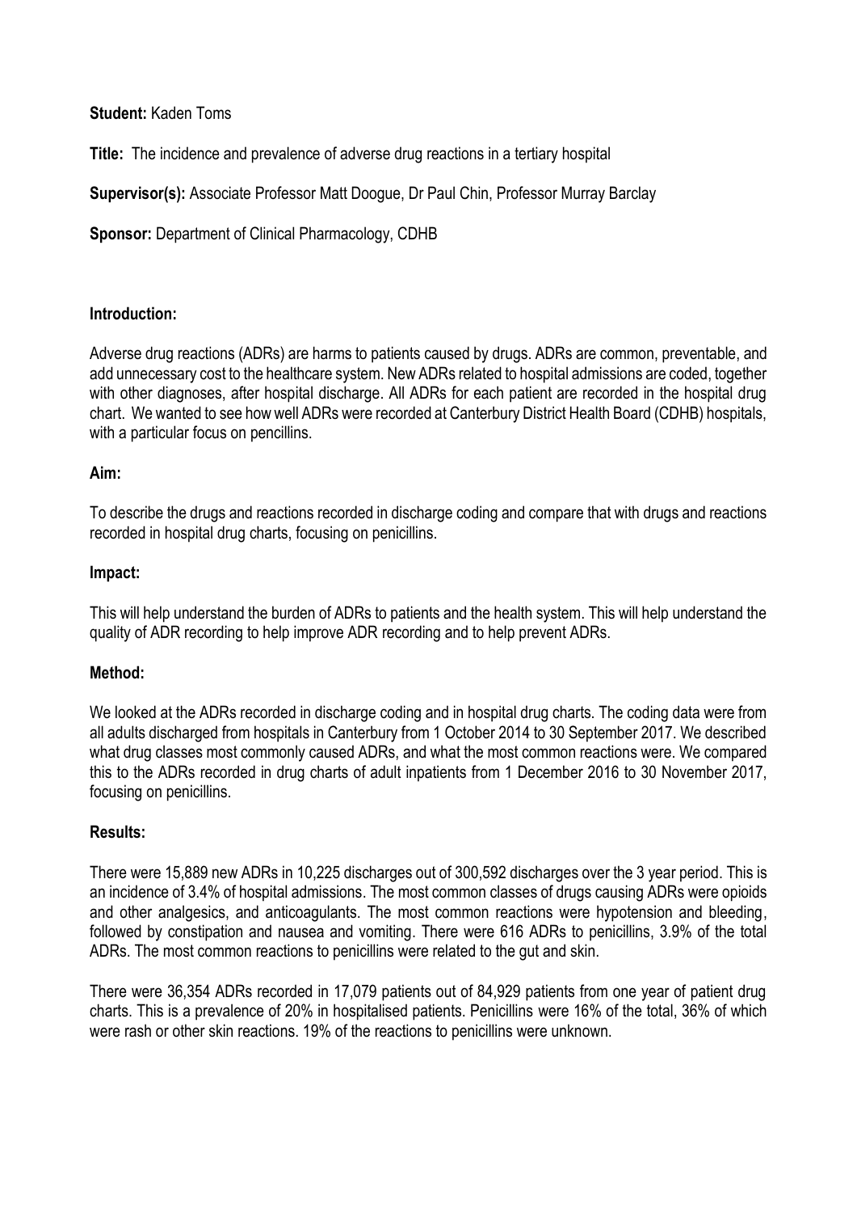**Student:** Kaden Toms

**Title:** The incidence and prevalence of adverse drug reactions in a tertiary hospital

**Supervisor(s):** Associate Professor Matt Doogue, Dr Paul Chin, Professor Murray Barclay

**Sponsor:** Department of Clinical Pharmacology, CDHB

**Introduction:**

Adverse drug reactions (ADRs) are harms to patients caused by drugs. ADRs are common, preventable, and add unnecessary cost to the healthcare system. New ADRs related to hospital admissions are coded, together with other diagnoses, after hospital discharge. All ADRs for each patient are recorded in the hospital drug chart. We wanted to see how well ADRs were recorded at Canterbury District Health Board (CDHB) hospitals, with a particular focus on pencillins.

**Aim:**

To describe the drugs and reactions recorded in discharge coding and compare that with drugs and reactions recorded in hospital drug charts, focusing on penicillins.

**Impact:**

This will help understand the burden of ADRs to patients and the health system. This will help understand the quality of ADR recording to help improve ADR recording and to help prevent ADRs.

**Method:**

We looked at the ADRs recorded in discharge coding and in hospital drug charts. The coding data were from all adults discharged from hospitals in Canterbury from 1 October 2014 to 30 September 2017. We described what drug classes most commonly caused ADRs, and what the most common reactions were. We compared this to the ADRs recorded in drug charts of adult inpatients from 1 December 2016 to 30 November 2017, focusing on penicillins.

**Results:**

There were 15,889 new ADRs in 10,225 discharges out of 300,592 discharges over the 3 year period. This is an incidence of 3.4% of hospital admissions. The most common classes of drugs causing ADRs were opioids and other analgesics, and anticoagulants. The most common reactions were hypotension and bleeding, followed by constipation and nausea and vomiting. There were 616 ADRs to penicillins, 3.9% of the total ADRs. The most common reactions to penicillins were related to the gut and skin.

There were 36,354 ADRs recorded in 17,079 patients out of 84,929 patients from one year of patient drug charts. This is a prevalence of 20% in hospitalised patients. Penicillins were 16% of the total, 36% of which were rash or other skin reactions. 19% of the reactions to penicillins were unknown.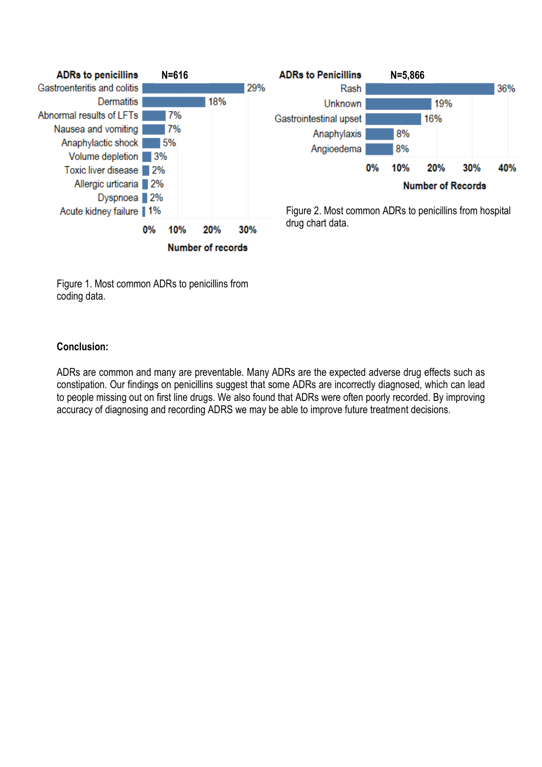ADRs to penicillins N=616

Gastroenteritis and colitis 29%
Dermatitis 18%
Abnormal results of LFTs 7%
Nausea and vomiting 7%
Anaphylactic shock 5%
Volume depletion 3%
Toxic liver disease 2%
Allergic urticaria 2%
Dyspnoea 2%
Acute kidney failure 1%

0% 10% 20% 30%

Number of records

Figure 1. Most common ADRs to penicillins from coding data.

ADRs to Penicillins N=5,866

Rash 36%
Unknown 19%
Gastrointestinal upset 16%
Anaphylaxis 8%
Angioedema 8%

0% 10% 20% 30% 40%

Number of Records

Figure 2. Most common ADRs to penicillins from hospital drug chart data.

**Conclusion:**

ADRs are common and many are preventable. Many ADRs are the expected adverse drug effects such as constipation. Our findings on penicillins suggest that some ADRs are incorrectly diagnosed, which can lead to people missing out on first line drugs. We also found that ADRs were often poorly recorded. By improving accuracy of diagnosing and recording ADRS we may be able to improve future treatment decisions.